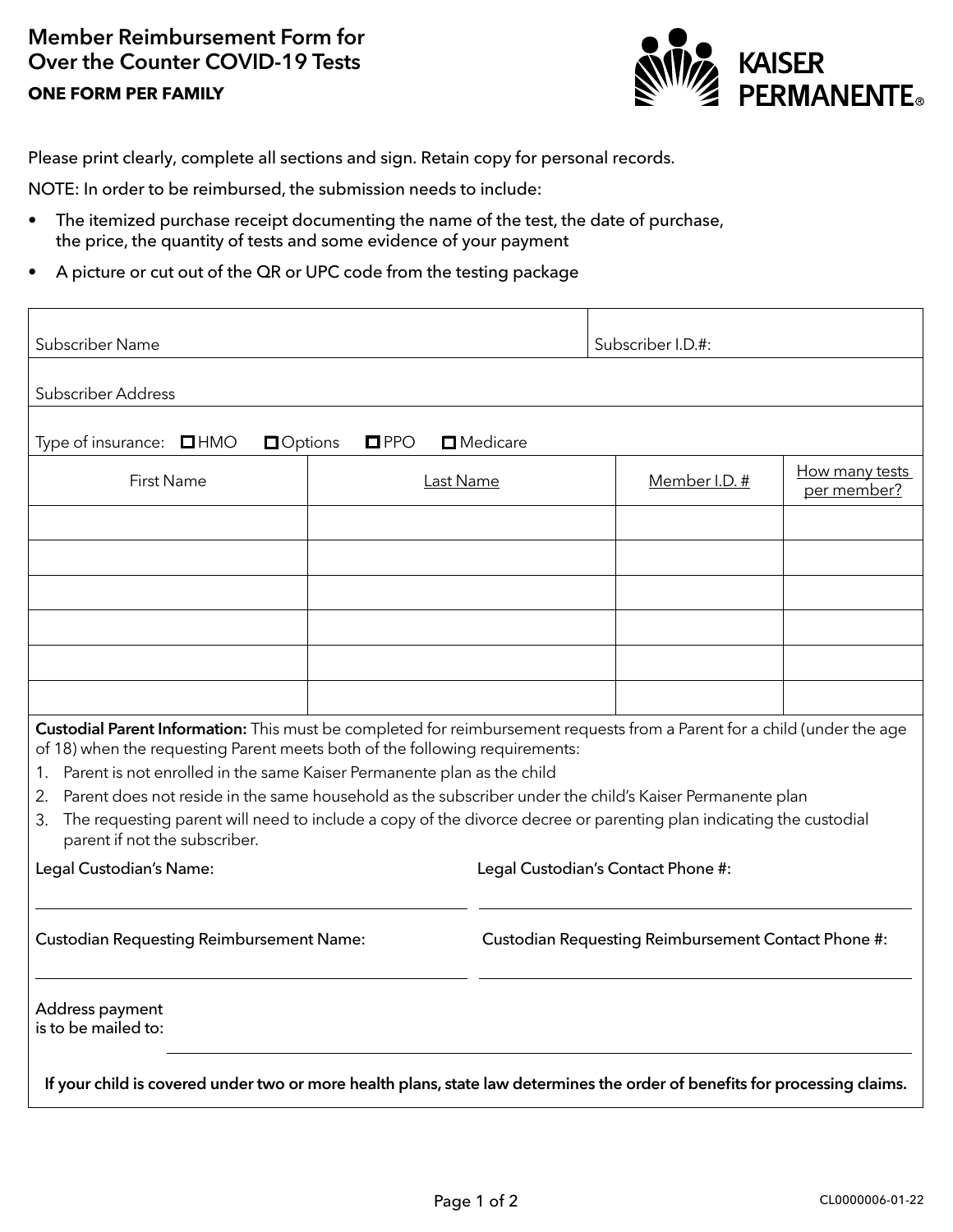# Member Reimbursement Form for Over the Counter COVID-19 Tests

**ONE FORM PER FAMILY**

KAISER PERMANENTE®

Please print clearly, complete all sections and sign. Retain copy for personal records.

NOTE: In order to be reimbursed, the submission needs to include:

- The itemized purchase receipt documenting the name of the test, the date of purchase, the price, the quantity of tests and some evidence of your payment
- A picture or cut out of the QR or UPC code from the testing package

Subscriber Name: ______________________ Subscriber I.D.#: ______________________

Subscriber Address: ______________________

Type of insurance: ☐ HMO ☐ Options ☐ PPO ☐ Medicare

| First Name | Last Name | Member I.D. # | How many tests per member? |
|---|---|---|---|
| | | | |
| | | | |
| | | | |
| | | | |
| | | | |
| | | | |

**Custodial Parent Information:** This must be completed for reimbursement requests from a Parent for a child (under the age of 18) when the requesting Parent meets both of the following requirements:

1. Parent is not enrolled in the same Kaiser Permanente plan as the child
2. Parent does not reside in the same household as the subscriber under the child's Kaiser Permanente plan
3. The requesting parent will need to include a copy of the divorce decree or parenting plan indicating the custodial parent if not the subscriber.

Legal Custodian's Name: ______________________ Legal Custodian's Contact Phone #: ______________________

Custodian Requesting Reimbursement Name: ______________________ Custodian Requesting Reimbursement Contact Phone #: ______________________

Address payment is to be mailed to: ______________________

**If your child is covered under two or more health plans, state law determines the order of benefits for processing claims.**

CL0000006-01-22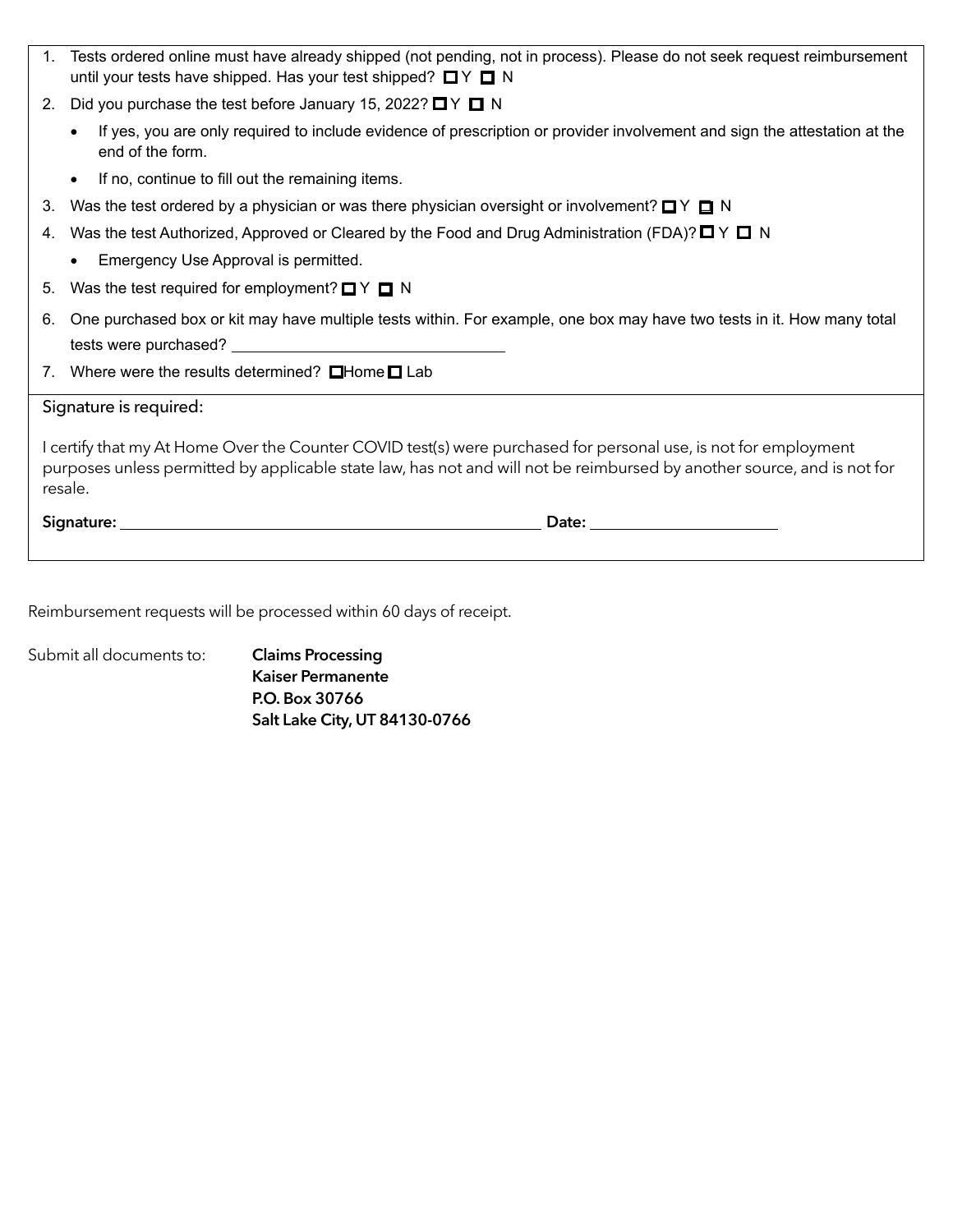1. Tests ordered online must have already shipped (not pending, not in process). Please do not seek request reimbursement until your tests have shipped. Has your test shipped? ☐ Y ☐ N
2. Did you purchase the test before January 15, 2022? ☐ Y ☐ N
   - If yes, you are only required to include evidence of prescription or provider involvement and sign the attestation at the end of the form.
   - If no, continue to fill out the remaining items.
3. Was the test ordered by a physician or was there physician oversight or involvement? ☐ Y ☐ N
4. Was the test Authorized, Approved or Cleared by the Food and Drug Administration (FDA)? ☐ Y ☐ N
   - Emergency Use Approval is permitted.
5. Was the test required for employment? ☐ Y ☐ N
6. One purchased box or kit may have multiple tests within. For example, one box may have two tests in it. How many total tests were purchased? ______________________________
7. Where were the results determined? ☐ Home ☐ Lab

Signature is required:

I certify that my At Home Over the Counter COVID test(s) were purchased for personal use, is not for employment purposes unless permitted by applicable state law, has not and will not be reimbursed by another source, and is not for resale.

**Signature:** ______________________________________________ **Date:** ____________________

Reimbursement requests will be processed within 60 days of receipt.

Submit all documents to:

**Claims Processing**
**Kaiser Permanente**
**P.O. Box 30766**
**Salt Lake City, UT 84130-0766**